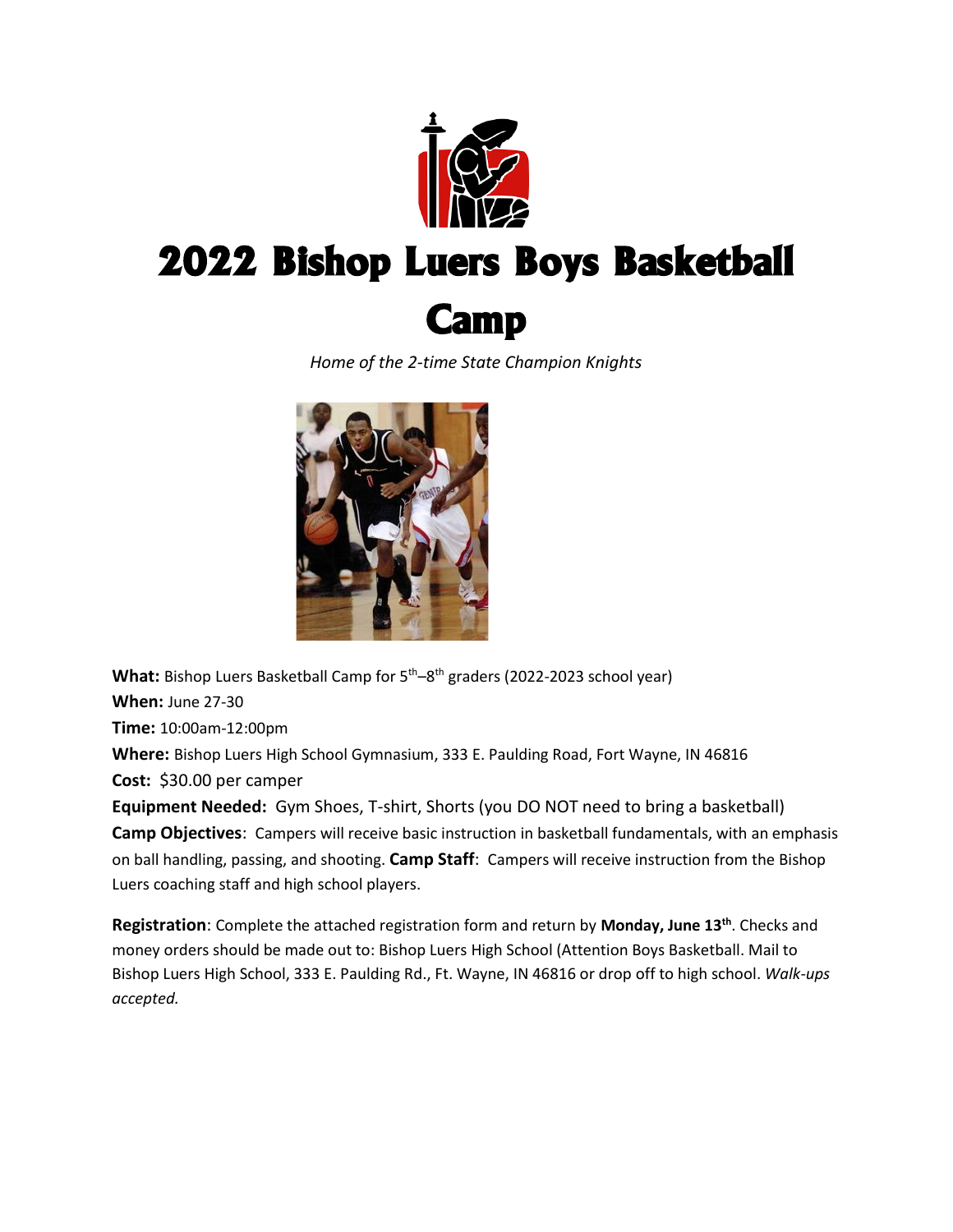# 2022 Bishop Luers Boys Basketball Camp

*Home of the 2-time State Champion Knights*

**What:** Bishop Luers Basketball Camp for 5th–8th graders (2022-2023 school year)

**When:** June 27-30

**Time:** 10:00am-12:00pm

**Where:** Bishop Luers High School Gymnasium, 333 E. Paulding Road, Fort Wayne, IN 46816

**Cost:** $30.00 per camper

**Equipment Needed:** Gym Shoes, T-shirt, Shorts (you DO NOT need to bring a basketball)

**Camp Objectives**: Campers will receive basic instruction in basketball fundamentals, with an emphasis on ball handling, passing, and shooting. **Camp Staff**: Campers will receive instruction from the Bishop Luers coaching staff and high school players.

**Registration**: Complete the attached registration form and return by **Monday, June 13th**. Checks and money orders should be made out to: Bishop Luers High School (Attention Boys Basketball. Mail to Bishop Luers High School, 333 E. Paulding Rd., Ft. Wayne, IN 46816 or drop off to high school. *Walk-ups accepted.*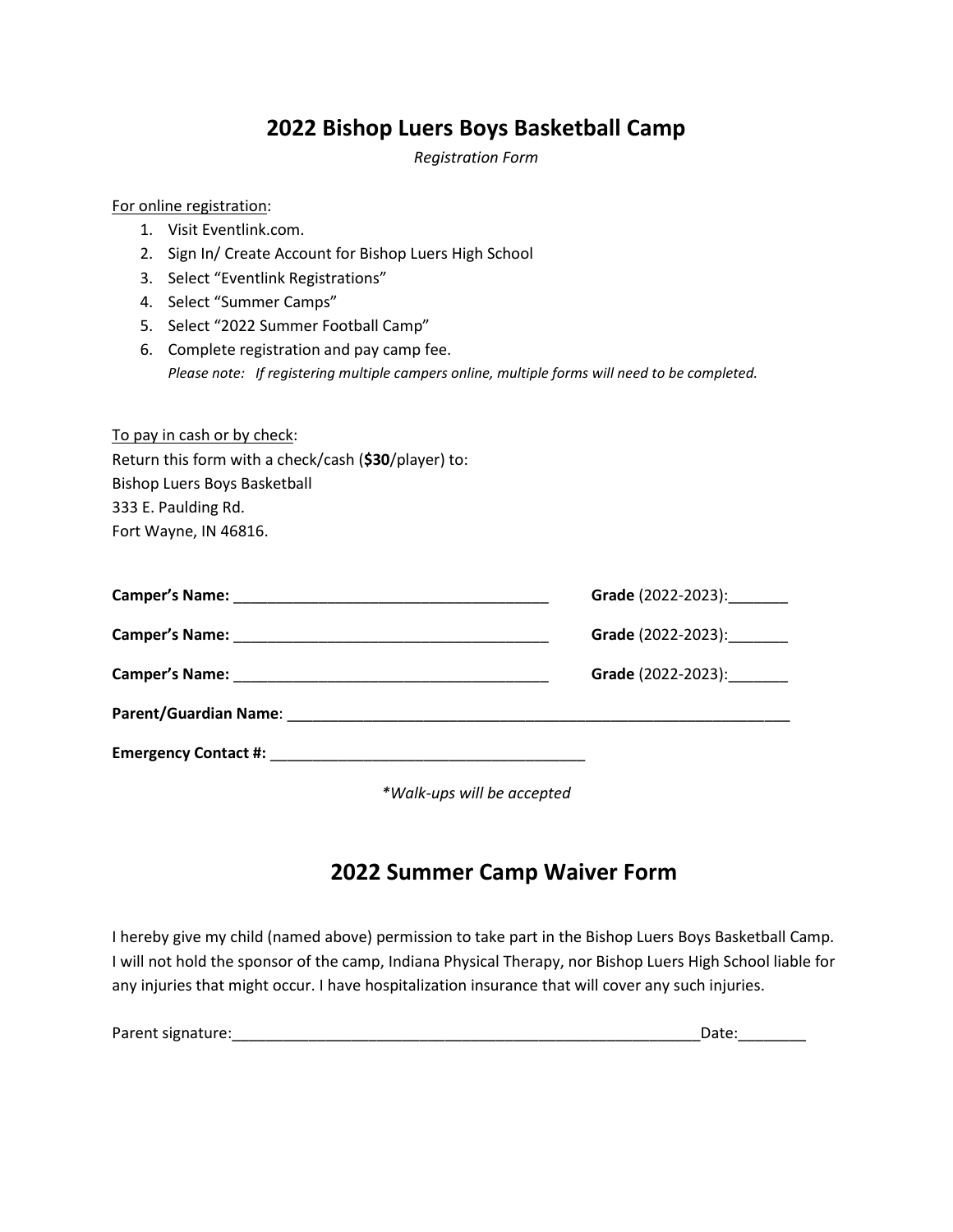# 2022 Bishop Luers Boys Basketball Camp

*Registration Form*

For online registration:

1. Visit Eventlink.com.
2. Sign In/ Create Account for Bishop Luers High School
3. Select "Eventlink Registrations"
4. Select "Summer Camps"
5. Select "2022 Summer Football Camp"
6. Complete registration and pay camp fee.
   *Please note: If registering multiple campers online, multiple forms will need to be completed.*

To pay in cash or by check:
Return this form with a check/cash (**$30**/player) to:
Bishop Luers Boys Basketball
333 E. Paulding Rd.
Fort Wayne, IN 46816.

**Camper's Name:** ______________________________________ **Grade** (2022-2023):_______

**Camper's Name:** ______________________________________ **Grade** (2022-2023):_______

**Camper's Name:** ______________________________________ **Grade** (2022-2023):_______

**Parent/Guardian Name**: _____________________________________________________________

**Emergency Contact #:** ______________________________________

*\*Walk-ups will be accepted*

# 2022 Summer Camp Waiver Form

I hereby give my child (named above) permission to take part in the Bishop Luers Boys Basketball Camp. I will not hold the sponsor of the camp, Indiana Physical Therapy, nor Bishop Luers High School liable for any injuries that might occur. I have hospitalization insurance that will cover any such injuries.

Parent signature:_________________________________________________________Date:________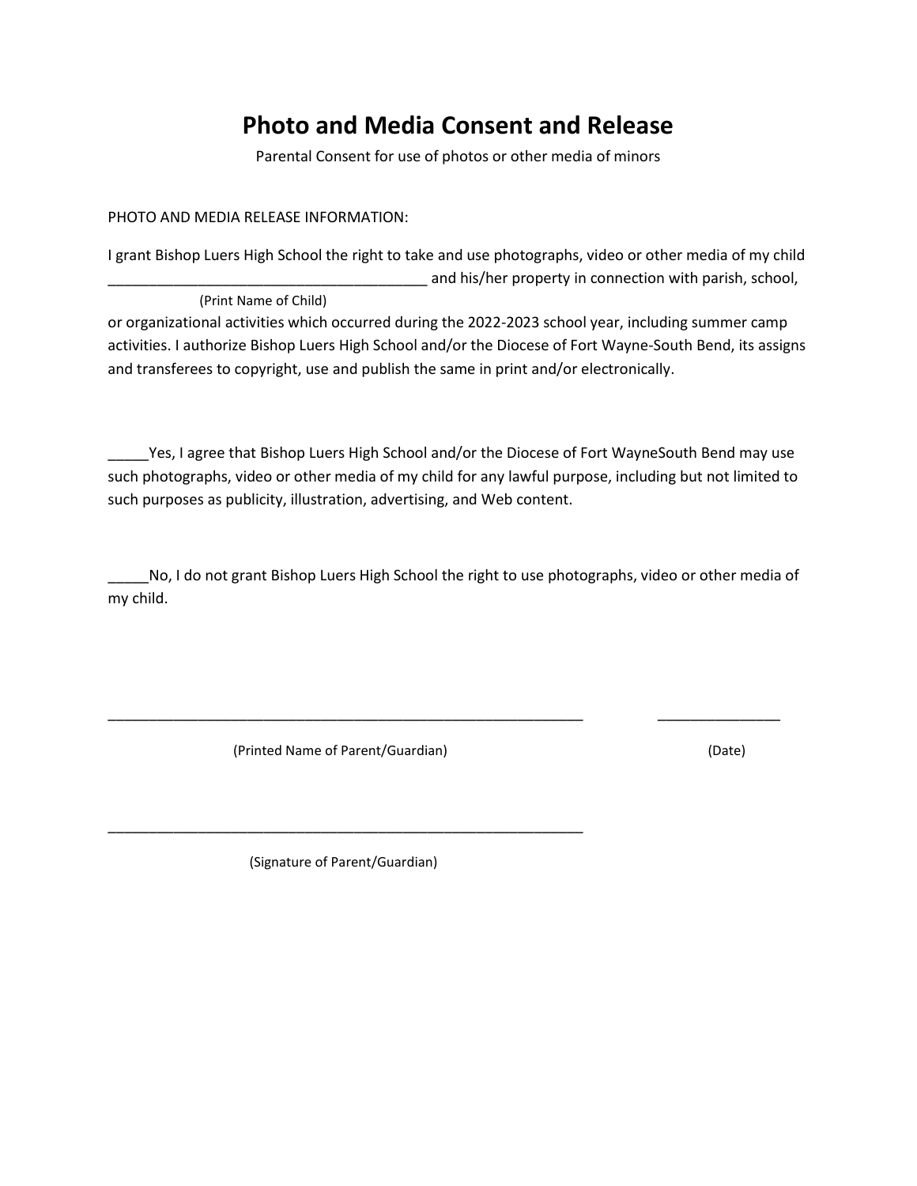# Photo and Media Consent and Release

Parental Consent for use of photos or other media of minors

PHOTO AND MEDIA RELEASE INFORMATION:

I grant Bishop Luers High School the right to take and use photographs, video or other media of my child _______________________________________ and his/her property in connection with parish, school,
(Print Name of Child)
or organizational activities which occurred during the 2022-2023 school year, including summer camp activities. I authorize Bishop Luers High School and/or the Diocese of Fort Wayne-South Bend, its assigns and transferees to copyright, use and publish the same in print and/or electronically.

_____Yes, I agree that Bishop Luers High School and/or the Diocese of Fort WayneSouth Bend may use such photographs, video or other media of my child for any lawful purpose, including but not limited to such purposes as publicity, illustration, advertising, and Web content.

_____No, I do not grant Bishop Luers High School the right to use photographs, video or other media of my child.

_____________________________________________________________ _______________

(Printed Name of Parent/Guardian) (Date)

_____________________________________________________________

(Signature of Parent/Guardian)